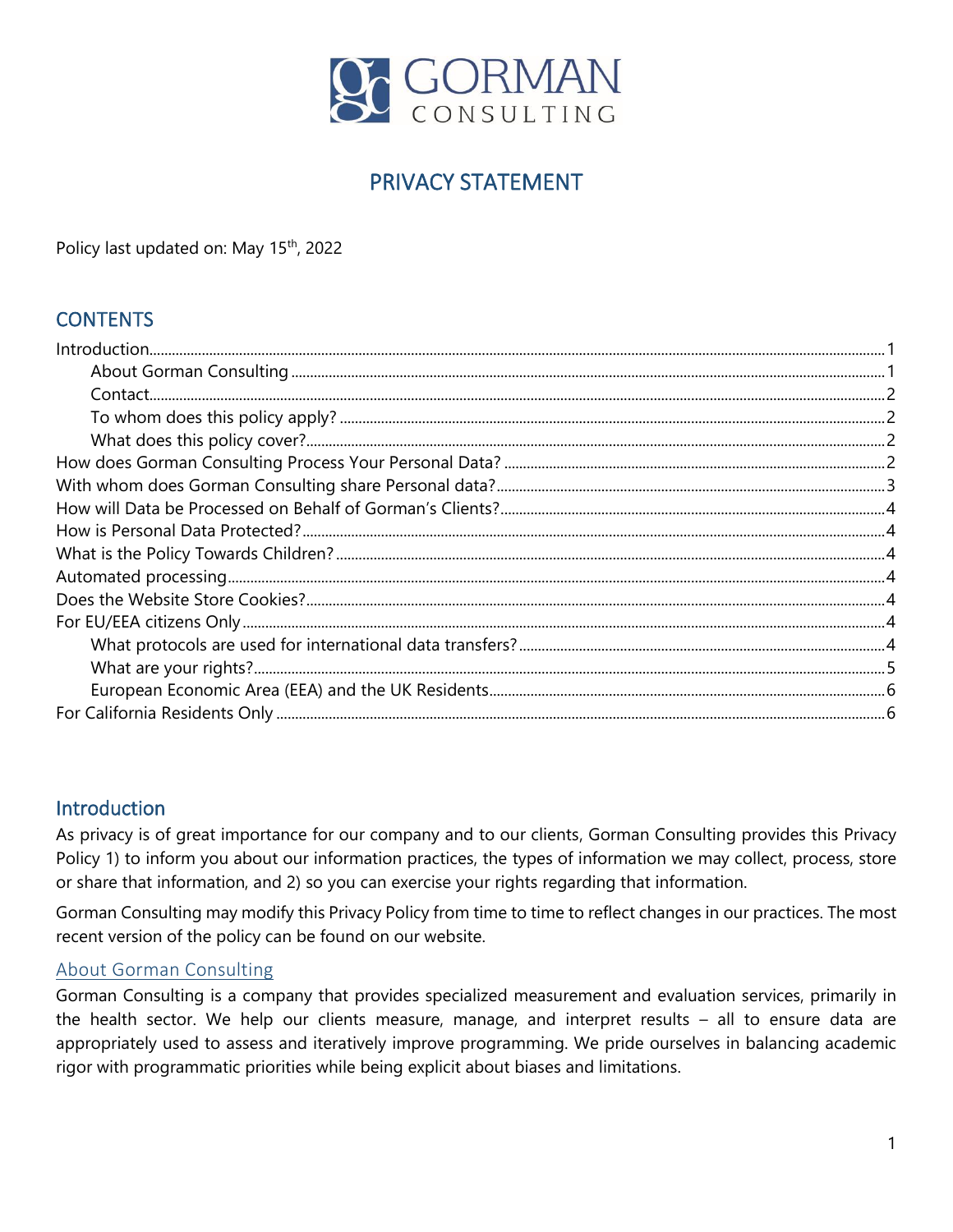GORMAN CONSULTING

# PRIVACY STATEMENT

Policy last updated on: May 15th, 2022

## CONTENTS

- Introduction ... 1
  - About Gorman Consulting ... 1
  - Contact ... 2
  - To whom does this policy apply? ... 2
  - What does this policy cover? ... 2
- How does Gorman Consulting Process Your Personal Data? ... 2
- With whom does Gorman Consulting share Personal data? ... 3
- How will Data be Processed on Behalf of Gorman's Clients? ... 4
- How is Personal Data Protected? ... 4
- What is the Policy Towards Children? ... 4
- Automated processing ... 4
- Does the Website Store Cookies? ... 4
- For EU/EEA citizens Only ... 4
  - What protocols are used for international data transfers? ... 4
  - What are your rights? ... 5
  - European Economic Area (EEA) and the UK Residents ... 6
- For California Residents Only ... 6

## Introduction

As privacy is of great importance for our company and to our clients, Gorman Consulting provides this Privacy Policy 1) to inform you about our information practices, the types of information we may collect, process, store or share that information, and 2) so you can exercise your rights regarding that information.

Gorman Consulting may modify this Privacy Policy from time to time to reflect changes in our practices. The most recent version of the policy can be found on our website.

### About Gorman Consulting

Gorman Consulting is a company that provides specialized measurement and evaluation services, primarily in the health sector. We help our clients measure, manage, and interpret results – all to ensure data are appropriately used to assess and iteratively improve programming. We pride ourselves in balancing academic rigor with programmatic priorities while being explicit about biases and limitations.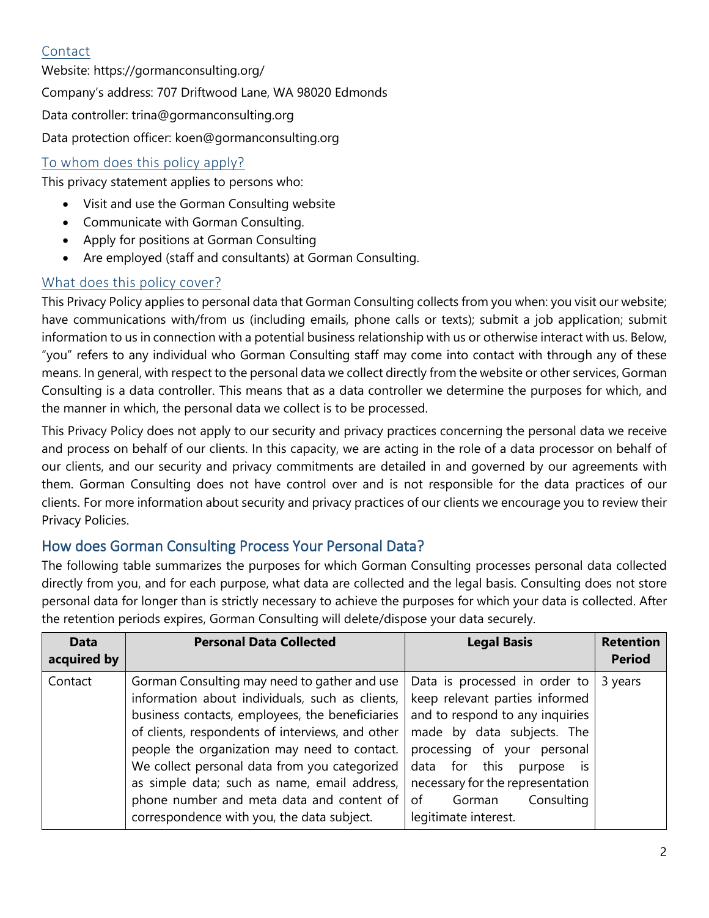### Contact

Website: https://gormanconsulting.org/

Company's address: 707 Driftwood Lane, WA 98020 Edmonds

Data controller: trina@gormanconsulting.org

Data protection officer: koen@gormanconsulting.org

### To whom does this policy apply?

This privacy statement applies to persons who:

- Visit and use the Gorman Consulting website
- Communicate with Gorman Consulting.
- Apply for positions at Gorman Consulting
- Are employed (staff and consultants) at Gorman Consulting.

### What does this policy cover?

This Privacy Policy applies to personal data that Gorman Consulting collects from you when: you visit our website; have communications with/from us (including emails, phone calls or texts); submit a job application; submit information to us in connection with a potential business relationship with us or otherwise interact with us. Below, "you" refers to any individual who Gorman Consulting staff may come into contact with through any of these means. In general, with respect to the personal data we collect directly from the website or other services, Gorman Consulting is a data controller. This means that as a data controller we determine the purposes for which, and the manner in which, the personal data we collect is to be processed.

This Privacy Policy does not apply to our security and privacy practices concerning the personal data we receive and process on behalf of our clients. In this capacity, we are acting in the role of a data processor on behalf of our clients, and our security and privacy commitments are detailed in and governed by our agreements with them. Gorman Consulting does not have control over and is not responsible for the data practices of our clients. For more information about security and privacy practices of our clients we encourage you to review their Privacy Policies.

## How does Gorman Consulting Process Your Personal Data?

The following table summarizes the purposes for which Gorman Consulting processes personal data collected directly from you, and for each purpose, what data are collected and the legal basis. Consulting does not store personal data for longer than is strictly necessary to achieve the purposes for which your data is collected. After the retention periods expires, Gorman Consulting will delete/dispose your data securely.

| Data acquired by | Personal Data Collected | Legal Basis | Retention Period |
|---|---|---|---|
| Contact | Gorman Consulting may need to gather and use information about individuals, such as clients, business contacts, employees, the beneficiaries of clients, respondents of interviews, and other people the organization may need to contact. We collect personal data from you categorized as simple data; such as name, email address, phone number and meta data and content of correspondence with you, the data subject. | Data is processed in order to keep relevant parties informed and to respond to any inquiries made by data subjects. The processing of your personal data for this purpose is necessary for the representation of Gorman Consulting legitimate interest. | 3 years |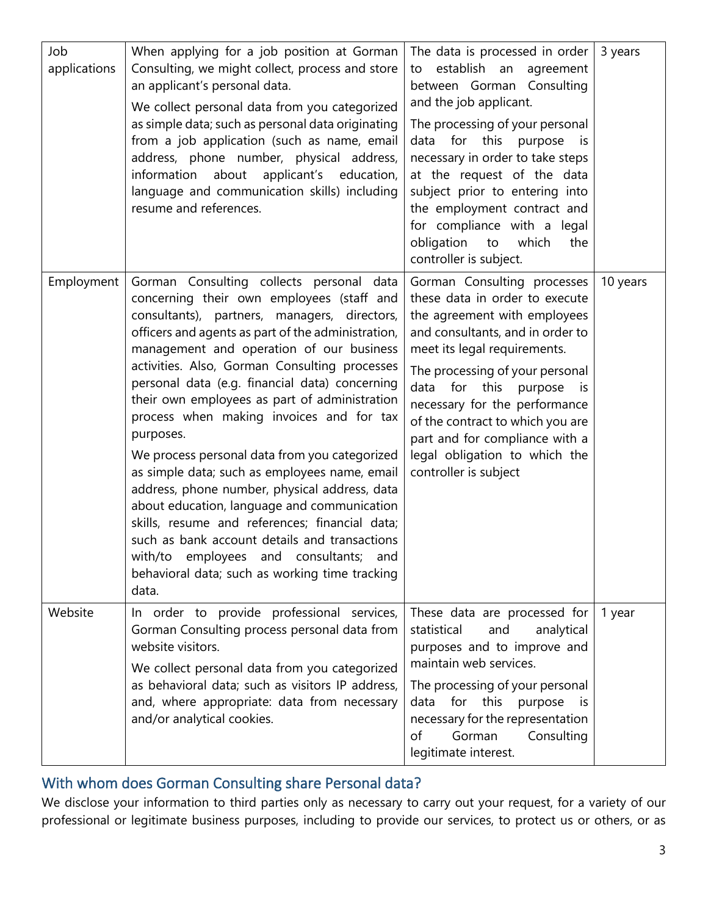| Job applications | When applying for a job position at Gorman Consulting, we might collect, process and store an applicant's personal data.<br><br>We collect personal data from you categorized as simple data; such as personal data originating from a job application (such as name, email address, phone number, physical address, information about applicant's education, language and communication skills) including resume and references. | The data is processed in order to establish an agreement between Gorman Consulting and the job applicant.<br><br>The processing of your personal data for this purpose is necessary in order to take steps at the request of the data subject prior to entering into the employment contract and for compliance with a legal obligation to which the controller is subject. | 3 years |
|---|---|---|---|
| Employment | Gorman Consulting collects personal data concerning their own employees (staff and consultants), partners, managers, directors, officers and agents as part of the administration, management and operation of our business activities. Also, Gorman Consulting processes personal data (e.g. financial data) concerning their own employees as part of administration process when making invoices and for tax purposes.<br><br>We process personal data from you categorized as simple data; such as employees name, email address, phone number, physical address, data about education, language and communication skills, resume and references; financial data; such as bank account details and transactions with/to employees and consultants; and behavioral data; such as working time tracking data. | Gorman Consulting processes these data in order to execute the agreement with employees and consultants, and in order to meet its legal requirements.<br><br>The processing of your personal data for this purpose is necessary for the performance of the contract to which you are part and for compliance with a legal obligation to which the controller is subject | 10 years |
| Website | In order to provide professional services, Gorman Consulting process personal data from website visitors.<br><br>We collect personal data from you categorized as behavioral data; such as visitors IP address, and, where appropriate: data from necessary and/or analytical cookies. | These data are processed for statistical and analytical purposes and to improve and maintain web services.<br><br>The processing of your personal data for this purpose is necessary for the representation of Gorman Consulting legitimate interest. | 1 year |

## With whom does Gorman Consulting share Personal data?

We disclose your information to third parties only as necessary to carry out your request, for a variety of our professional or legitimate business purposes, including to provide our services, to protect us or others, or as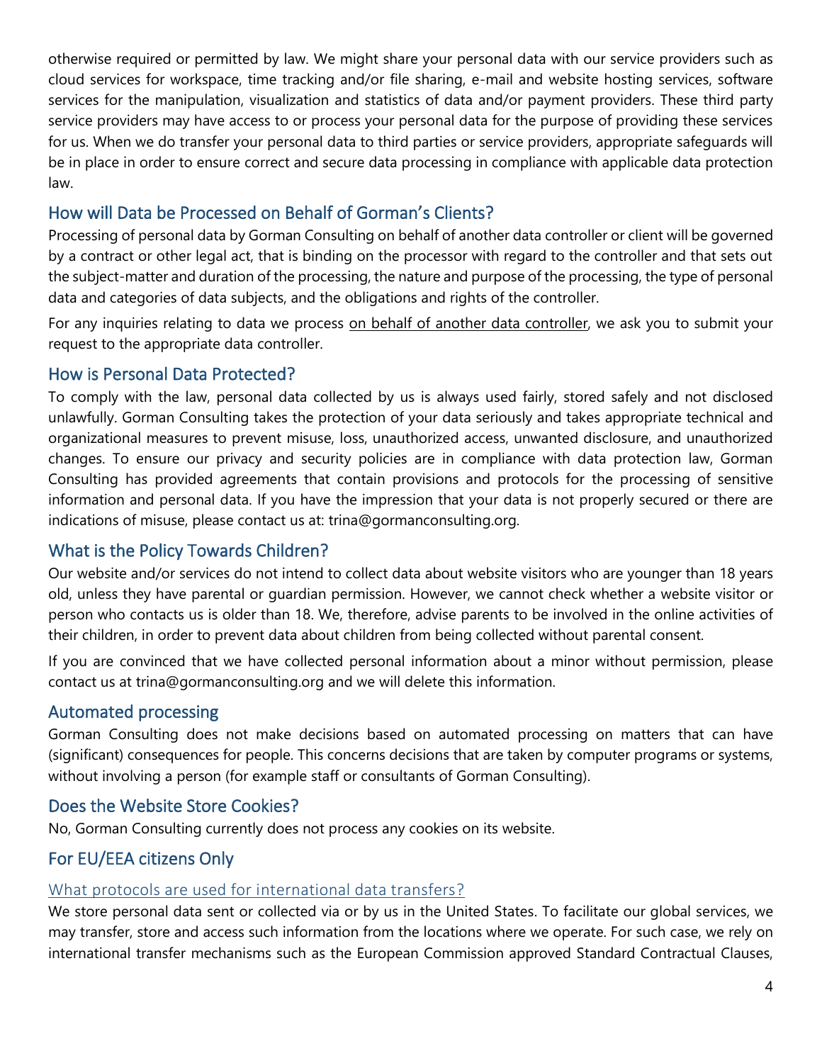otherwise required or permitted by law. We might share your personal data with our service providers such as cloud services for workspace, time tracking and/or file sharing, e-mail and website hosting services, software services for the manipulation, visualization and statistics of data and/or payment providers. These third party service providers may have access to or process your personal data for the purpose of providing these services for us. When we do transfer your personal data to third parties or service providers, appropriate safeguards will be in place in order to ensure correct and secure data processing in compliance with applicable data protection law.

## How will Data be Processed on Behalf of Gorman's Clients?

Processing of personal data by Gorman Consulting on behalf of another data controller or client will be governed by a contract or other legal act, that is binding on the processor with regard to the controller and that sets out the subject-matter and duration of the processing, the nature and purpose of the processing, the type of personal data and categories of data subjects, and the obligations and rights of the controller.

For any inquiries relating to data we process on behalf of another data controller, we ask you to submit your request to the appropriate data controller.

## How is Personal Data Protected?

To comply with the law, personal data collected by us is always used fairly, stored safely and not disclosed unlawfully. Gorman Consulting takes the protection of your data seriously and takes appropriate technical and organizational measures to prevent misuse, loss, unauthorized access, unwanted disclosure, and unauthorized changes. To ensure our privacy and security policies are in compliance with data protection law, Gorman Consulting has provided agreements that contain provisions and protocols for the processing of sensitive information and personal data. If you have the impression that your data is not properly secured or there are indications of misuse, please contact us at: trina@gormanconsulting.org.

## What is the Policy Towards Children?

Our website and/or services do not intend to collect data about website visitors who are younger than 18 years old, unless they have parental or guardian permission. However, we cannot check whether a website visitor or person who contacts us is older than 18. We, therefore, advise parents to be involved in the online activities of their children, in order to prevent data about children from being collected without parental consent.

If you are convinced that we have collected personal information about a minor without permission, please contact us at trina@gormanconsulting.org and we will delete this information.

## Automated processing

Gorman Consulting does not make decisions based on automated processing on matters that can have (significant) consequences for people. This concerns decisions that are taken by computer programs or systems, without involving a person (for example staff or consultants of Gorman Consulting).

## Does the Website Store Cookies?

No, Gorman Consulting currently does not process any cookies on its website.

## For EU/EEA citizens Only

### What protocols are used for international data transfers?

We store personal data sent or collected via or by us in the United States. To facilitate our global services, we may transfer, store and access such information from the locations where we operate. For such case, we rely on international transfer mechanisms such as the European Commission approved Standard Contractual Clauses,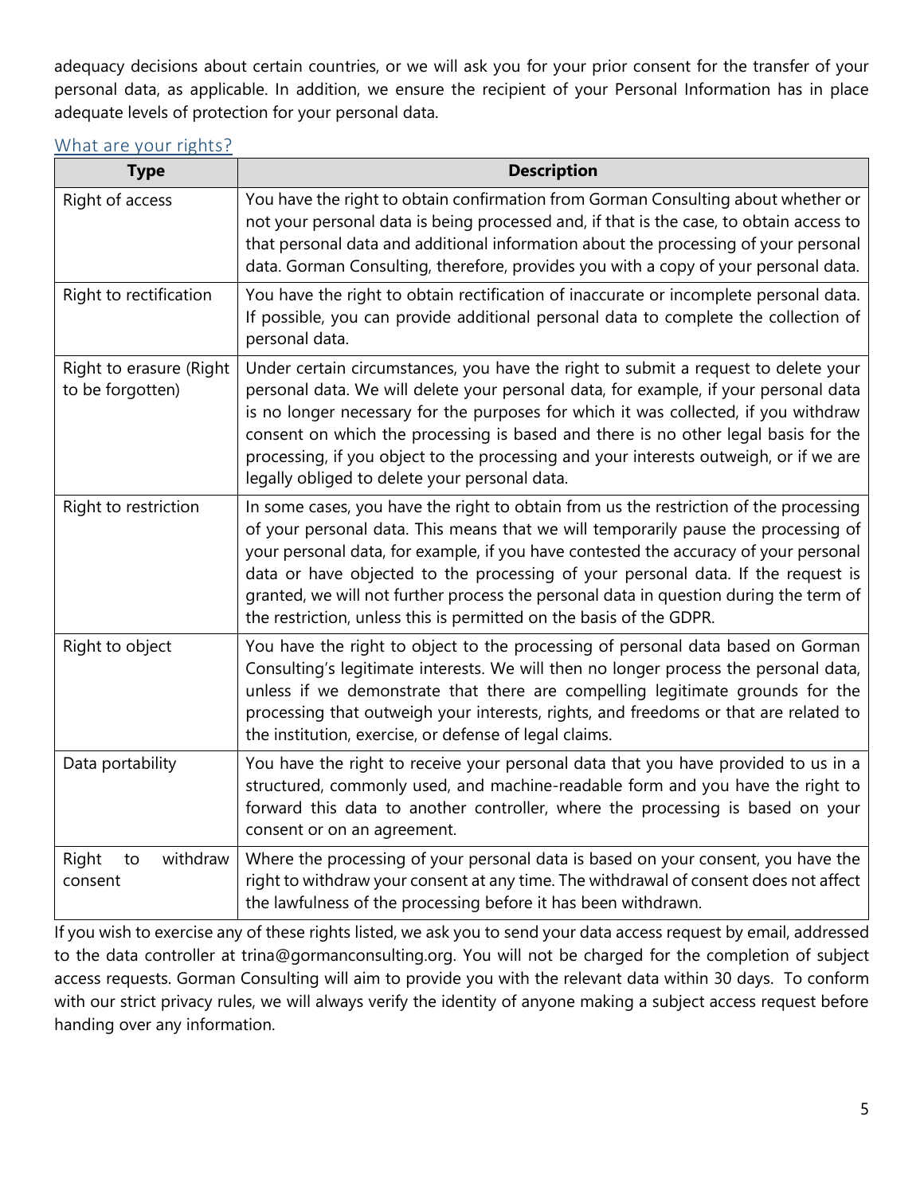adequacy decisions about certain countries, or we will ask you for your prior consent for the transfer of your personal data, as applicable. In addition, we ensure the recipient of your Personal Information has in place adequate levels of protection for your personal data.

## What are your rights?

| Type | Description |
| --- | --- |
| Right of access | You have the right to obtain confirmation from Gorman Consulting about whether or not your personal data is being processed and, if that is the case, to obtain access to that personal data and additional information about the processing of your personal data. Gorman Consulting, therefore, provides you with a copy of your personal data. |
| Right to rectification | You have the right to obtain rectification of inaccurate or incomplete personal data. If possible, you can provide additional personal data to complete the collection of personal data. |
| Right to erasure (Right to be forgotten) | Under certain circumstances, you have the right to submit a request to delete your personal data. We will delete your personal data, for example, if your personal data is no longer necessary for the purposes for which it was collected, if you withdraw consent on which the processing is based and there is no other legal basis for the processing, if you object to the processing and your interests outweigh, or if we are legally obliged to delete your personal data. |
| Right to restriction | In some cases, you have the right to obtain from us the restriction of the processing of your personal data. This means that we will temporarily pause the processing of your personal data, for example, if you have contested the accuracy of your personal data or have objected to the processing of your personal data. If the request is granted, we will not further process the personal data in question during the term of the restriction, unless this is permitted on the basis of the GDPR. |
| Right to object | You have the right to object to the processing of personal data based on Gorman Consulting's legitimate interests. We will then no longer process the personal data, unless if we demonstrate that there are compelling legitimate grounds for the processing that outweigh your interests, rights, and freedoms or that are related to the institution, exercise, or defense of legal claims. |
| Data portability | You have the right to receive your personal data that you have provided to us in a structured, commonly used, and machine-readable form and you have the right to forward this data to another controller, where the processing is based on your consent or on an agreement. |
| Right to withdraw consent | Where the processing of your personal data is based on your consent, you have the right to withdraw your consent at any time. The withdrawal of consent does not affect the lawfulness of the processing before it has been withdrawn. |

If you wish to exercise any of these rights listed, we ask you to send your data access request by email, addressed to the data controller at trina@gormanconsulting.org. You will not be charged for the completion of subject access requests. Gorman Consulting will aim to provide you with the relevant data within 30 days. To conform with our strict privacy rules, we will always verify the identity of anyone making a subject access request before handing over any information.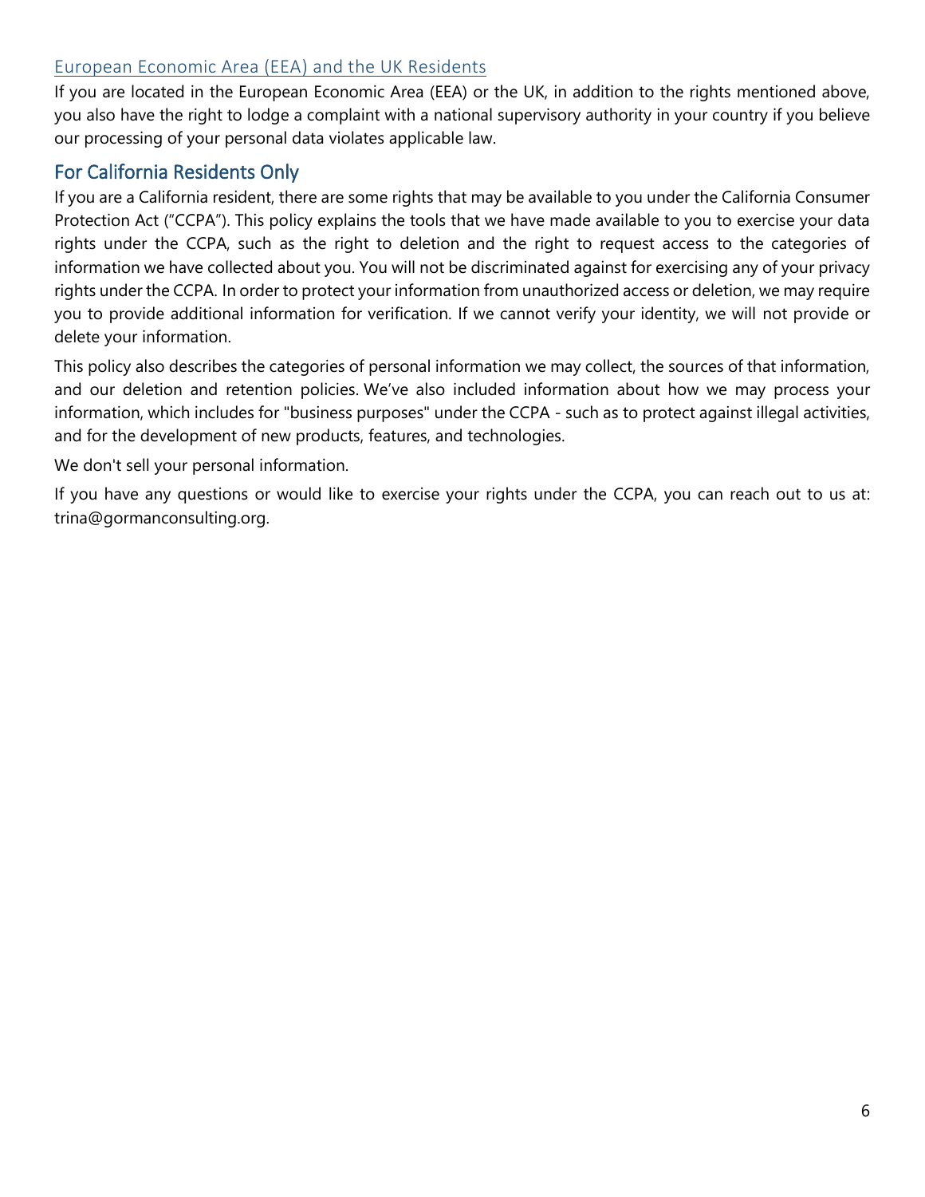### European Economic Area (EEA) and the UK Residents

If you are located in the European Economic Area (EEA) or the UK, in addition to the rights mentioned above, you also have the right to lodge a complaint with a national supervisory authority in your country if you believe our processing of your personal data violates applicable law.

## For California Residents Only

If you are a California resident, there are some rights that may be available to you under the California Consumer Protection Act ("CCPA"). This policy explains the tools that we have made available to you to exercise your data rights under the CCPA, such as the right to deletion and the right to request access to the categories of information we have collected about you. You will not be discriminated against for exercising any of your privacy rights under the CCPA. In order to protect your information from unauthorized access or deletion, we may require you to provide additional information for verification. If we cannot verify your identity, we will not provide or delete your information.

This policy also describes the categories of personal information we may collect, the sources of that information, and our deletion and retention policies. We've also included information about how we may process your information, which includes for "business purposes" under the CCPA - such as to protect against illegal activities, and for the development of new products, features, and technologies.

We don't sell your personal information.

If you have any questions or would like to exercise your rights under the CCPA, you can reach out to us at: trina@gormanconsulting.org.